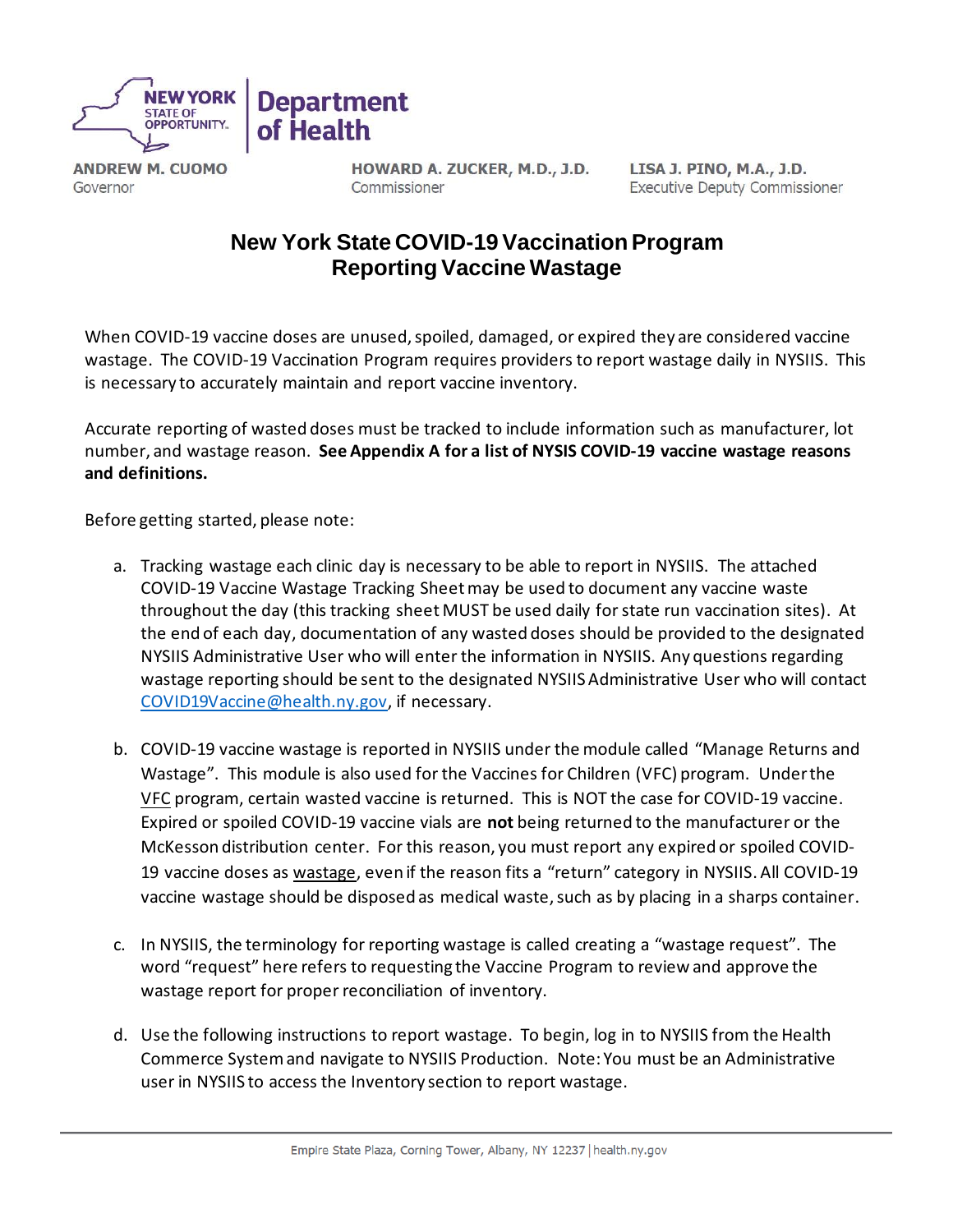NEW YORK STATE OF OPPORTUNITY. | Department of Health

**ANDREW M. CUOMO**
Governor

**HOWARD A. ZUCKER, M.D., J.D.**
Commissioner

**LISA J. PINO, M.A., J.D.**
Executive Deputy Commissioner

# New York State COVID-19 Vaccination Program
# Reporting Vaccine Wastage

When COVID-19 vaccine doses are unused, spoiled, damaged, or expired they are considered vaccine wastage. The COVID-19 Vaccination Program requires providers to report wastage daily in NYSIIS. This is necessary to accurately maintain and report vaccine inventory.

Accurate reporting of wasted doses must be tracked to include information such as manufacturer, lot number, and wastage reason. **See Appendix A for a list of NYSIS COVID-19 vaccine wastage reasons and definitions.**

Before getting started, please note:

a. Tracking wastage each clinic day is necessary to be able to report in NYSIIS. The attached COVID-19 Vaccine Wastage Tracking Sheet may be used to document any vaccine waste throughout the day (this tracking sheet MUST be used daily for state run vaccination sites). At the end of each day, documentation of any wasted doses should be provided to the designated NYSIIS Administrative User who will enter the information in NYSIIS. Any questions regarding wastage reporting should be sent to the designated NYSIIS Administrative User who will contact COVID19Vaccine@health.ny.gov, if necessary.

b. COVID-19 vaccine wastage is reported in NYSIIS under the module called "Manage Returns and Wastage". This module is also used for the Vaccines for Children (VFC) program. Under the VFC program, certain wasted vaccine is returned. This is NOT the case for COVID-19 vaccine. Expired or spoiled COVID-19 vaccine vials are **not** being returned to the manufacturer or the McKesson distribution center. For this reason, you must report any expired or spoiled COVID-19 vaccine doses as wastage, even if the reason fits a "return" category in NYSIIS. All COVID-19 vaccine wastage should be disposed as medical waste, such as by placing in a sharps container.

c. In NYSIIS, the terminology for reporting wastage is called creating a "wastage request". The word "request" here refers to requesting the Vaccine Program to review and approve the wastage report for proper reconciliation of inventory.

d. Use the following instructions to report wastage. To begin, log in to NYSIIS from the Health Commerce System and navigate to NYSIIS Production. Note: You must be an Administrative user in NYSIIS to access the Inventory section to report wastage.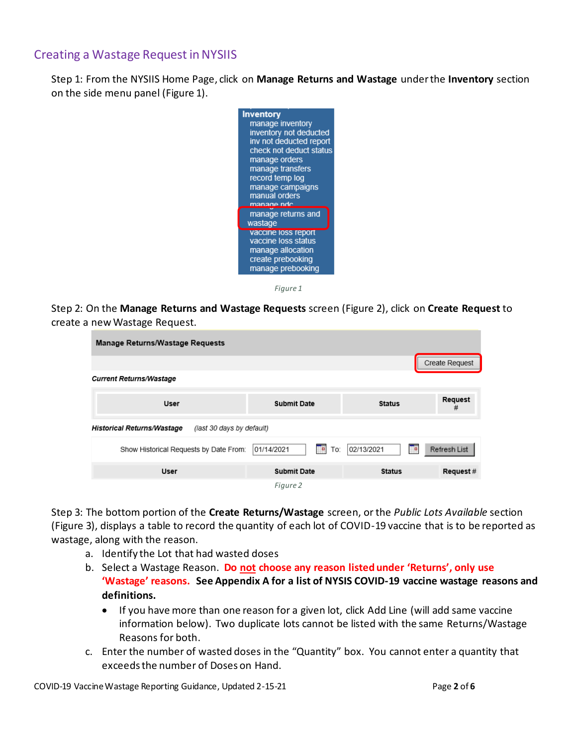## Creating a Wastage Request in NYSIIS

Step 1: From the NYSIIS Home Page, click on **Manage Returns and Wastage** under the **Inventory** section on the side menu panel (Figure 1).

*Figure 1*

Step 2: On the **Manage Returns and Wastage Requests** screen (Figure 2), click on **Create Request** to create a new Wastage Request.

*Figure 2*

Step 3: The bottom portion of the **Create Returns/Wastage** screen, or the *Public Lots Available* section (Figure 3), displays a table to record the quantity of each lot of COVID-19 vaccine that is to be reported as wastage, along with the reason.

a. Identify the Lot that had wasted doses
b. Select a Wastage Reason. **Do not choose any reason listed under 'Returns', only use 'Wastage' reasons. See Appendix A for a list of NYSIS COVID-19 vaccine wastage reasons and definitions.**
   - If you have more than one reason for a given lot, click Add Line (will add same vaccine information below). Two duplicate lots cannot be listed with the same Returns/Wastage Reasons for both.
c. Enter the number of wasted doses in the "Quantity" box. You cannot enter a quantity that exceeds the number of Doses on Hand.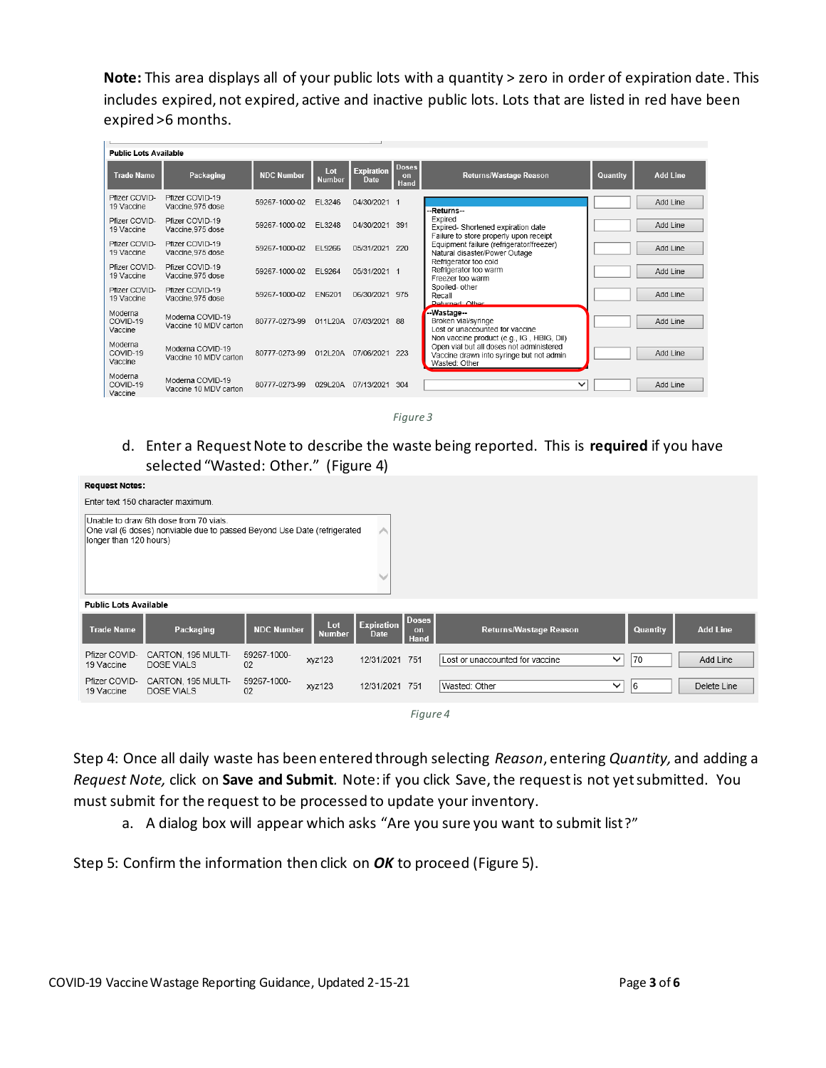**Note:** This area displays all of your public lots with a quantity > zero in order of expiration date. This includes expired, not expired, active and inactive public lots. Lots that are listed in red have been expired >6 months.

**Public Lots Available**

| Trade Name | Packaging | NDC Number | Lot Number | Expiration Date | Doses on Hand | Returns/Wastage Reason | Quantity | Add Line |
|---|---|---|---|---|---|---|---|---|
| Pfizer COVID-19 Vaccine | Pfizer COVID-19 Vaccine,975 dose | 59267-1000-02 | EL3246 | 04/30/2021 | 1 | | | Add Line |
| Pfizer COVID-19 Vaccine | Pfizer COVID-19 Vaccine,975 dose | 59267-1000-02 | EL3248 | 04/30/2021 | 391 | | | Add Line |
| Pfizer COVID-19 Vaccine | Pfizer COVID-19 Vaccine,975 dose | 59267-1000-02 | EL9266 | 05/31/2021 | 220 | | | Add Line |
| Pfizer COVID-19 Vaccine | Pfizer COVID-19 Vaccine,975 dose | 59267-1000-02 | EL9264 | 05/31/2021 | 1 | | | Add Line |
| Pfizer COVID-19 Vaccine | Pfizer COVID-19 Vaccine,975 dose | 59267-1000-02 | EN5201 | 06/30/2021 | 975 | | | Add Line |
| Moderna COVID-19 Vaccine | Moderna COVID-19 Vaccine 10 MDV carton | 80777-0273-99 | 011L20A | 07/03/2021 | 88 | | | Add Line |
| Moderna COVID-19 Vaccine | Moderna COVID-19 Vaccine 10 MDV carton | 80777-0273-99 | 012L20A | 07/06/2021 | 223 | | | Add Line |
| Moderna COVID-19 Vaccine | Moderna COVID-19 Vaccine 10 MDV carton | 80777-0273-99 | 029L20A | 07/13/2021 | 304 | | | Add Line |

Returns/Wastage Reason dropdown options:

--Returns--
- Expired
- Expired- Shortened expiration date
- Failure to store properly upon receipt
- Equipment failure (refrigerator/freezer)
- Natural disaster/Power Outage
- Refrigerator too cold
- Refrigerator too warm
- Freezer too warm
- Spoiled- other
- Recall
- Returned- Other

--Wastage--
- Broken vial/syringe
- Lost or unaccounted for vaccine
- Non vaccine product (e.g., IG , HBIG, DII)
- Open vial but all doses not administered
- Vaccine drawn into syringe but not admin
- Wasted: Other

*Figure 3*

d. Enter a Request Note to describe the waste being reported. This is **required** if you have selected "Wasted: Other." (Figure 4)

**Request Notes:**

Enter text 150 character maximum.

Unable to draw 6th dose from 70 vials.
One vial (6 doses) nonviable due to passed Beyond Use Date (refrigerated longer than 120 hours)

**Public Lots Available**

| Trade Name | Packaging | NDC Number | Lot Number | Expiration Date | Doses on Hand | Returns/Wastage Reason | Quantity | Add Line |
|---|---|---|---|---|---|---|---|---|
| Pfizer COVID-19 Vaccine | CARTON, 195 MULTI-DOSE VIALS | 59267-1000-02 | xyz123 | 12/31/2021 | 751 | Lost or unaccounted for vaccine | 70 | Add Line |
| Pfizer COVID-19 Vaccine | CARTON, 195 MULTI-DOSE VIALS | 59267-1000-02 | xyz123 | 12/31/2021 | 751 | Wasted: Other | 6 | Delete Line |

*Figure 4*

Step 4: Once all daily waste has been entered through selecting *Reason*, entering *Quantity,* and adding a *Request Note,* click on **Save and Submit**. Note: if you click Save, the request is not yet submitted. You must submit for the request to be processed to update your inventory.

a. A dialog box will appear which asks "Are you sure you want to submit list?"

Step 5: Confirm the information then click on ***OK*** to proceed (Figure 5).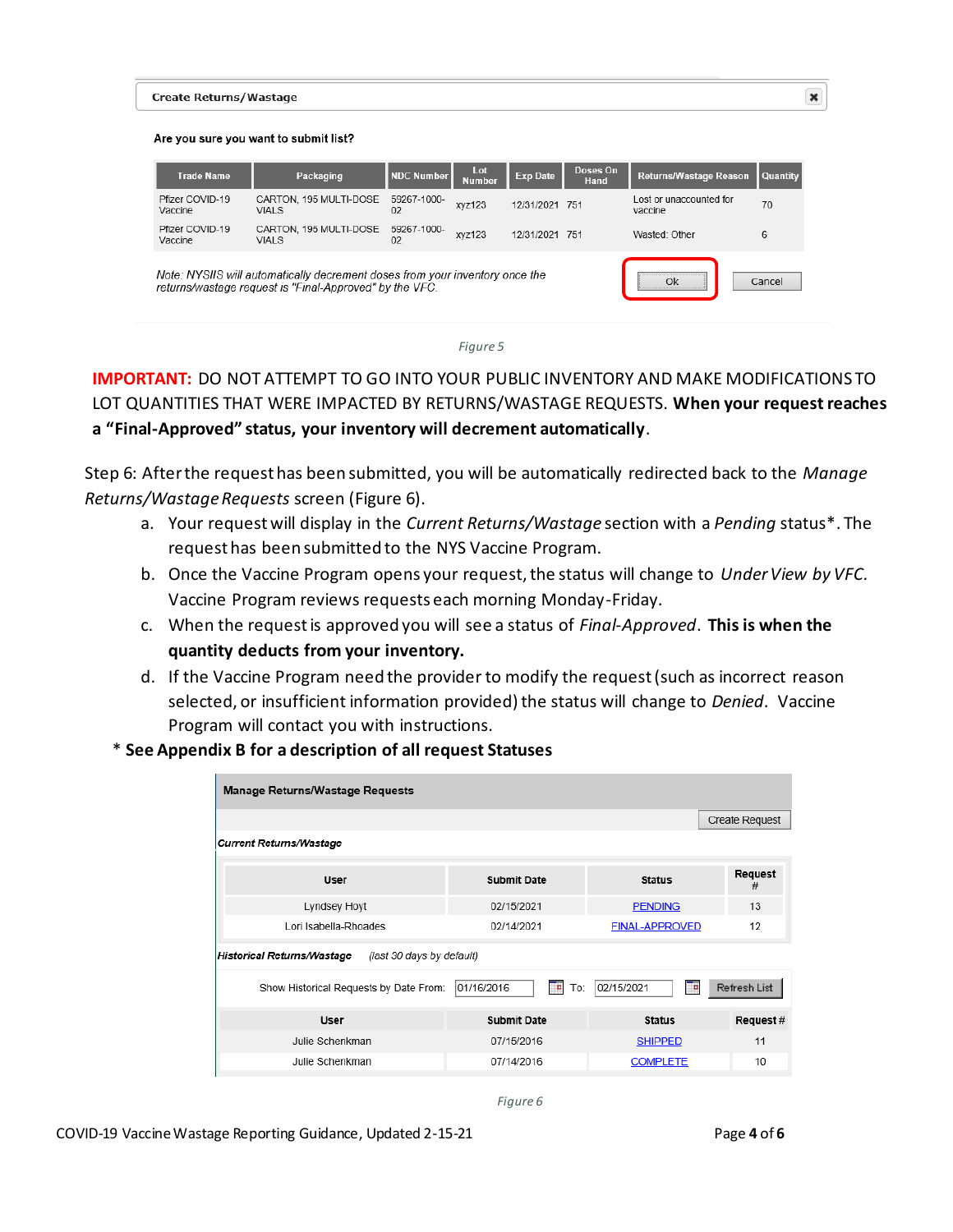**Create Returns/Wastage**

Are you sure you want to submit list?

| Trade Name | Packaging | NDC Number | Lot Number | Exp Date | Doses On Hand | Returns/Wastage Reason | Quantity |
|---|---|---|---|---|---|---|---|
| Pfizer COVID-19 Vaccine | CARTON, 195 MULTI-DOSE VIALS | 59267-1000-02 | xyz123 | 12/31/2021 | 751 | Lost or unaccounted for vaccine | 70 |
| Pfizer COVID-19 Vaccine | CARTON, 195 MULTI-DOSE VIALS | 59267-1000-02 | xyz123 | 12/31/2021 | 751 | Wasted: Other | 6 |

*Note: NYSIIS will automatically decrement doses from your inventory once the returns/wastage request is "Final-Approved" by the VFC.*

Ok | Cancel

*Figure 5*

**IMPORTANT:** DO NOT ATTEMPT TO GO INTO YOUR PUBLIC INVENTORY AND MAKE MODIFICATIONS TO LOT QUANTITIES THAT WERE IMPACTED BY RETURNS/WASTAGE REQUESTS. **When your request reaches a "Final-Approved" status, your inventory will decrement automatically**.

Step 6: After the request has been submitted, you will be automatically redirected back to the *Manage Returns/Wastage Requests* screen (Figure 6).

a. Your request will display in the *Current Returns/Wastage* section with a *Pending* status*. The request has been submitted to the NYS Vaccine Program.
b. Once the Vaccine Program opens your request, the status will change to *Under View by VFC.* Vaccine Program reviews requests each morning Monday-Friday.
c. When the request is approved you will see a status of *Final-Approved*. **This is when the quantity deducts from your inventory.**
d. If the Vaccine Program need the provider to modify the request (such as incorrect reason selected, or insufficient information provided) the status will change to *Denied*. Vaccine Program will contact you with instructions.

\* **See Appendix B for a description of all request Statuses**

**Manage Returns/Wastage Requests**

Create Request

*Current Returns/Wastage*

| User | Submit Date | Status | Request # |
|---|---|---|---|
| Lyndsey Hoyt | 02/15/2021 | PENDING | 13 |
| Lori Isabella-Rhoades | 02/14/2021 | FINAL-APPROVED | 12 |

*Historical Returns/Wastage* *(last 30 days by default)*

Show Historical Requests by Date From: 01/16/2016 To: 02/15/2021 Refresh List

| User | Submit Date | Status | Request # |
|---|---|---|---|
| Julie Schenkman | 07/15/2016 | SHIPPED | 11 |
| Julie Schenkman | 07/14/2016 | COMPLETE | 10 |

*Figure 6*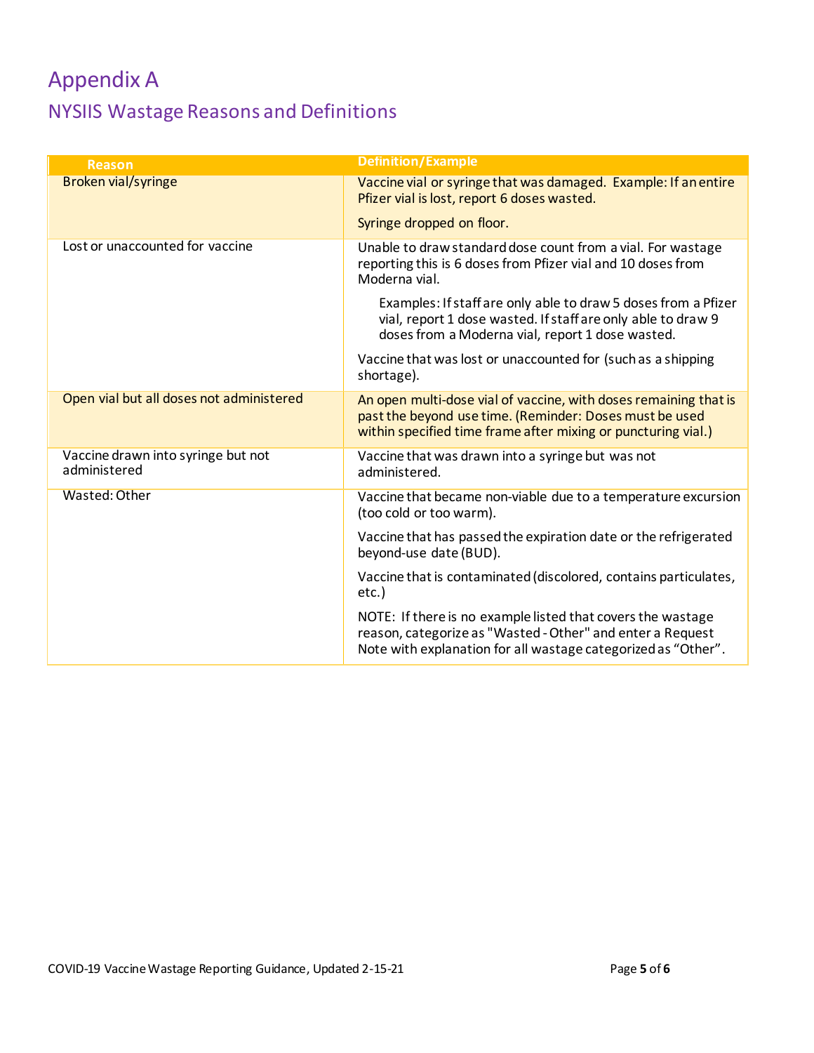# Appendix A

## NYSIIS Wastage Reasons and Definitions

| Reason | Definition/Example |
| --- | --- |
| Broken vial/syringe | Vaccine vial or syringe that was damaged. Example: If an entire Pfizer vial is lost, report 6 doses wasted.<br><br>Syringe dropped on floor. |
| Lost or unaccounted for vaccine | Unable to draw standard dose count from a vial. For wastage reporting this is 6 doses from Pfizer vial and 10 doses from Moderna vial.<br><br>Examples: If staff are only able to draw 5 doses from a Pfizer vial, report 1 dose wasted. If staff are only able to draw 9 doses from a Moderna vial, report 1 dose wasted.<br><br>Vaccine that was lost or unaccounted for (such as a shipping shortage). |
| Open vial but all doses not administered | An open multi-dose vial of vaccine, with doses remaining that is past the beyond use time. (Reminder: Doses must be used within specified time frame after mixing or puncturing vial.) |
| Vaccine drawn into syringe but not administered | Vaccine that was drawn into a syringe but was not administered. |
| Wasted: Other | Vaccine that became non-viable due to a temperature excursion (too cold or too warm).<br><br>Vaccine that has passed the expiration date or the refrigerated beyond-use date (BUD).<br><br>Vaccine that is contaminated (discolored, contains particulates, etc.)<br><br>NOTE: If there is no example listed that covers the wastage reason, categorize as "Wasted - Other" and enter a Request Note with explanation for all wastage categorized as "Other". |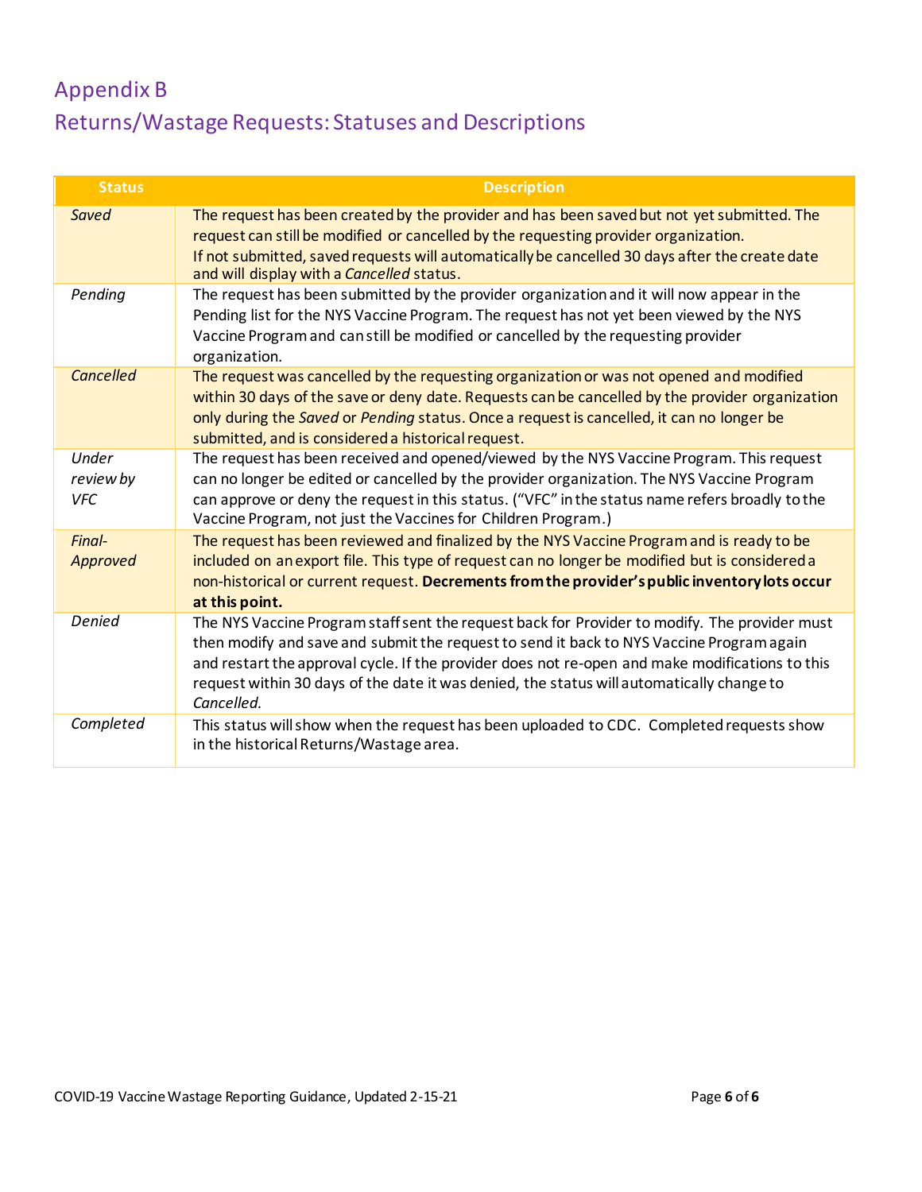# Appendix B
## Returns/Wastage Requests: Statuses and Descriptions

| Status | Description |
| --- | --- |
| *Saved* | The request has been created by the provider and has been saved but not yet submitted. The request can still be modified or cancelled by the requesting provider organization. If not submitted, saved requests will automatically be cancelled 30 days after the create date and will display with a *Cancelled* status. |
| *Pending* | The request has been submitted by the provider organization and it will now appear in the Pending list for the NYS Vaccine Program. The request has not yet been viewed by the NYS Vaccine Program and can still be modified or cancelled by the requesting provider organization. |
| *Cancelled* | The request was cancelled by the requesting organization or was not opened and modified within 30 days of the save or deny date. Requests can be cancelled by the provider organization only during the *Saved* or *Pending* status. Once a request is cancelled, it can no longer be submitted, and is considered a historical request. |
| *Under review by VFC* | The request has been received and opened/viewed by the NYS Vaccine Program. This request can no longer be edited or cancelled by the provider organization. The NYS Vaccine Program can approve or deny the request in this status. ("VFC" in the status name refers broadly to the Vaccine Program, not just the Vaccines for Children Program.) |
| *Final-Approved* | The request has been reviewed and finalized by the NYS Vaccine Program and is ready to be included on an export file. This type of request can no longer be modified but is considered a non-historical or current request. **Decrements from the provider's public inventory lots occur at this point.** |
| *Denied* | The NYS Vaccine Program staff sent the request back for Provider to modify. The provider must then modify and save and submit the request to send it back to NYS Vaccine Program again and restart the approval cycle. If the provider does not re-open and make modifications to this request within 30 days of the date it was denied, the status will automatically change to *Cancelled.* |
| *Completed* | This status will show when the request has been uploaded to CDC. Completed requests show in the historical Returns/Wastage area. |